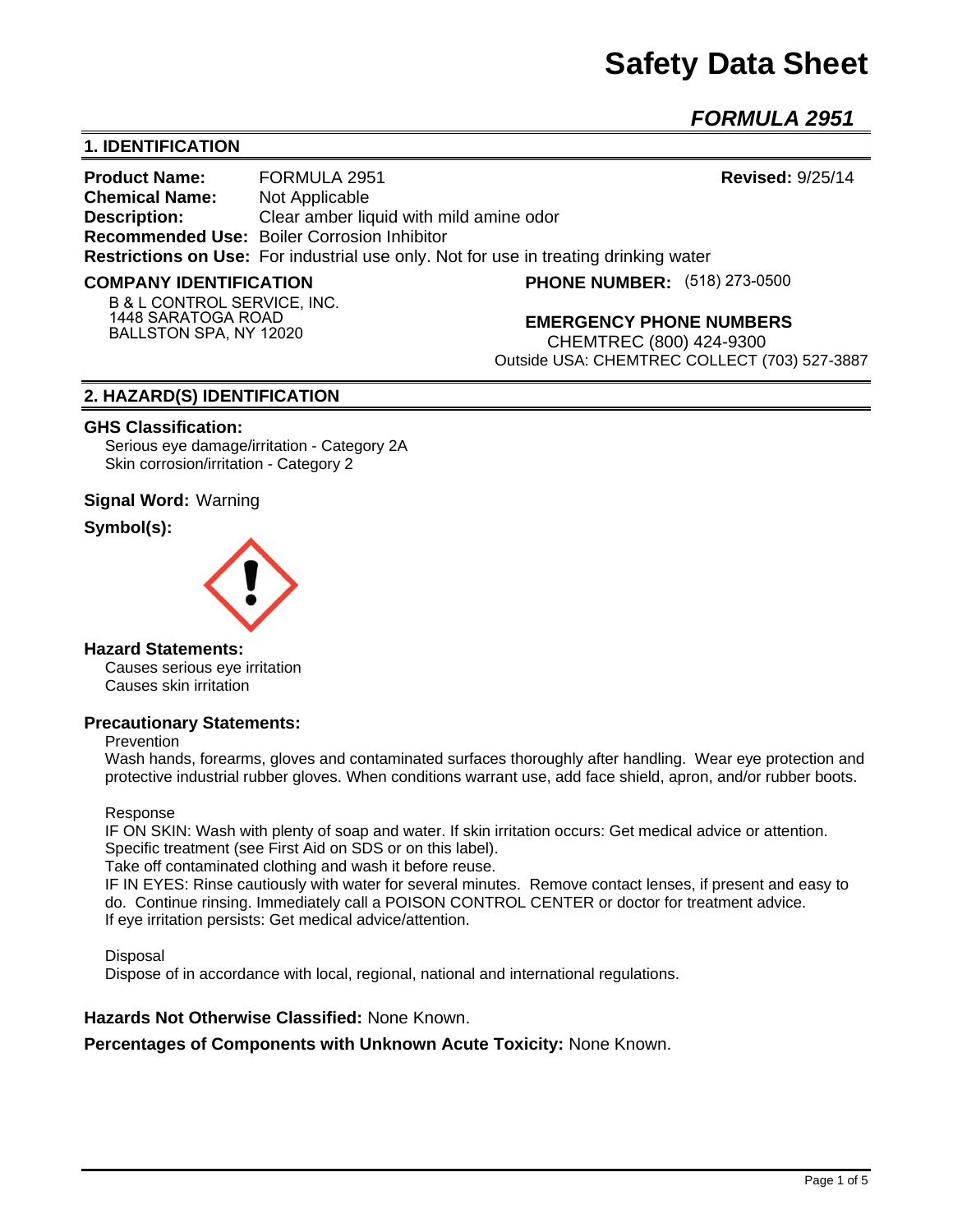# Safety Data Sheet

## *FORMULA 2951*

### 1. IDENTIFICATION

**Product Name:** FORMULA 2951 **Revised:** 9/25/14
**Chemical Name:** Not Applicable
**Description:** Clear amber liquid with mild amine odor
**Recommended Use:** Boiler Corrosion Inhibitor
**Restrictions on Use:** For industrial use only. Not for use in treating drinking water

**COMPANY IDENTIFICATION**

B & L CONTROL SERVICE, INC.
1448 SARATOGA ROAD
BALLSTON SPA, NY 12020

**PHONE NUMBER:** (518) 273-0500

**EMERGENCY PHONE NUMBERS**

CHEMTREC (800) 424-9300
Outside USA: CHEMTREC COLLECT (703) 527-3887

### 2. HAZARD(S) IDENTIFICATION

**GHS Classification:**

Serious eye damage/irritation - Category 2A
Skin corrosion/irritation - Category 2

**Signal Word:** Warning

**Symbol(s):**

**Hazard Statements:**

Causes serious eye irritation
Causes skin irritation

**Precautionary Statements:**

Prevention

Wash hands, forearms, gloves and contaminated surfaces thoroughly after handling. Wear eye protection and protective industrial rubber gloves. When conditions warrant use, add face shield, apron, and/or rubber boots.

Response

IF ON SKIN: Wash with plenty of soap and water. If skin irritation occurs: Get medical advice or attention.
Specific treatment (see First Aid on SDS or on this label).
Take off contaminated clothing and wash it before reuse.
IF IN EYES: Rinse cautiously with water for several minutes. Remove contact lenses, if present and easy to do. Continue rinsing. Immediately call a POISON CONTROL CENTER or doctor for treatment advice.
If eye irritation persists: Get medical advice/attention.

Disposal

Dispose of in accordance with local, regional, national and international regulations.

**Hazards Not Otherwise Classified:** None Known.

**Percentages of Components with Unknown Acute Toxicity:** None Known.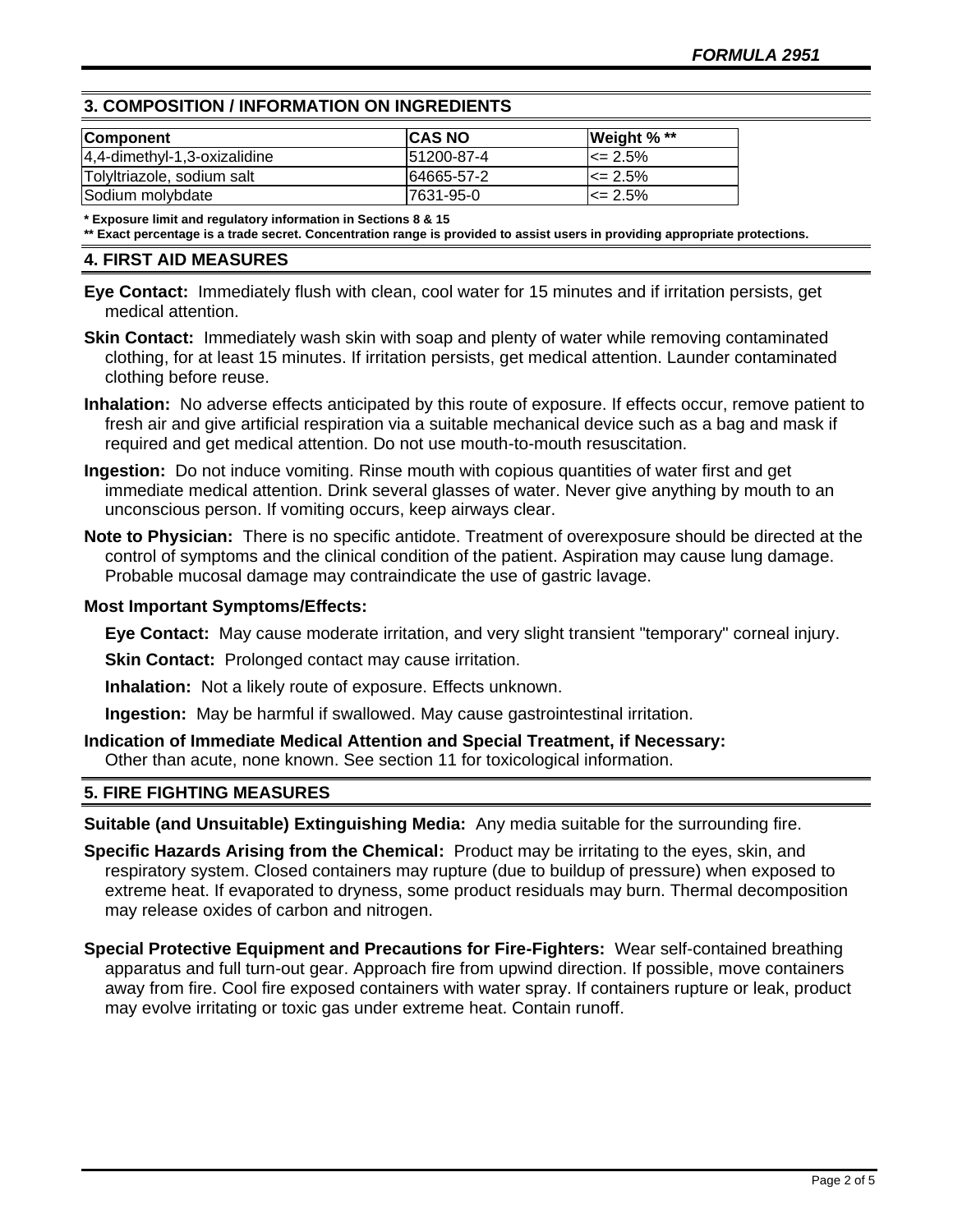## 3. COMPOSITION / INFORMATION ON INGREDIENTS

| Component | CAS NO | Weight % ** |
|---|---|---|
| 4,4-dimethyl-1,3-oxizalidine | 51200-87-4 | <= 2.5% |
| Tolyltriazole, sodium salt | 64665-57-2 | <= 2.5% |
| Sodium molybdate | 7631-95-0 | <= 2.5% |

**\* Exposure limit and regulatory information in Sections 8 & 15**

**\*\* Exact percentage is a trade secret. Concentration range is provided to assist users in providing appropriate protections.**

## 4. FIRST AID MEASURES

**Eye Contact:** Immediately flush with clean, cool water for 15 minutes and if irritation persists, get medical attention.

**Skin Contact:** Immediately wash skin with soap and plenty of water while removing contaminated clothing, for at least 15 minutes. If irritation persists, get medical attention. Launder contaminated clothing before reuse.

**Inhalation:** No adverse effects anticipated by this route of exposure. If effects occur, remove patient to fresh air and give artificial respiration via a suitable mechanical device such as a bag and mask if required and get medical attention. Do not use mouth-to-mouth resuscitation.

**Ingestion:** Do not induce vomiting. Rinse mouth with copious quantities of water first and get immediate medical attention. Drink several glasses of water. Never give anything by mouth to an unconscious person. If vomiting occurs, keep airways clear.

**Note to Physician:** There is no specific antidote. Treatment of overexposure should be directed at the control of symptoms and the clinical condition of the patient. Aspiration may cause lung damage. Probable mucosal damage may contraindicate the use of gastric lavage.

**Most Important Symptoms/Effects:**

**Eye Contact:** May cause moderate irritation, and very slight transient "temporary" corneal injury.

**Skin Contact:** Prolonged contact may cause irritation.

**Inhalation:** Not a likely route of exposure. Effects unknown.

**Ingestion:** May be harmful if swallowed. May cause gastrointestinal irritation.

**Indication of Immediate Medical Attention and Special Treatment, if Necessary:**
Other than acute, none known. See section 11 for toxicological information.

## 5. FIRE FIGHTING MEASURES

**Suitable (and Unsuitable) Extinguishing Media:** Any media suitable for the surrounding fire.

**Specific Hazards Arising from the Chemical:** Product may be irritating to the eyes, skin, and respiratory system. Closed containers may rupture (due to buildup of pressure) when exposed to extreme heat. If evaporated to dryness, some product residuals may burn. Thermal decomposition may release oxides of carbon and nitrogen.

**Special Protective Equipment and Precautions for Fire-Fighters:** Wear self-contained breathing apparatus and full turn-out gear. Approach fire from upwind direction. If possible, move containers away from fire. Cool fire exposed containers with water spray. If containers rupture or leak, product may evolve irritating or toxic gas under extreme heat. Contain runoff.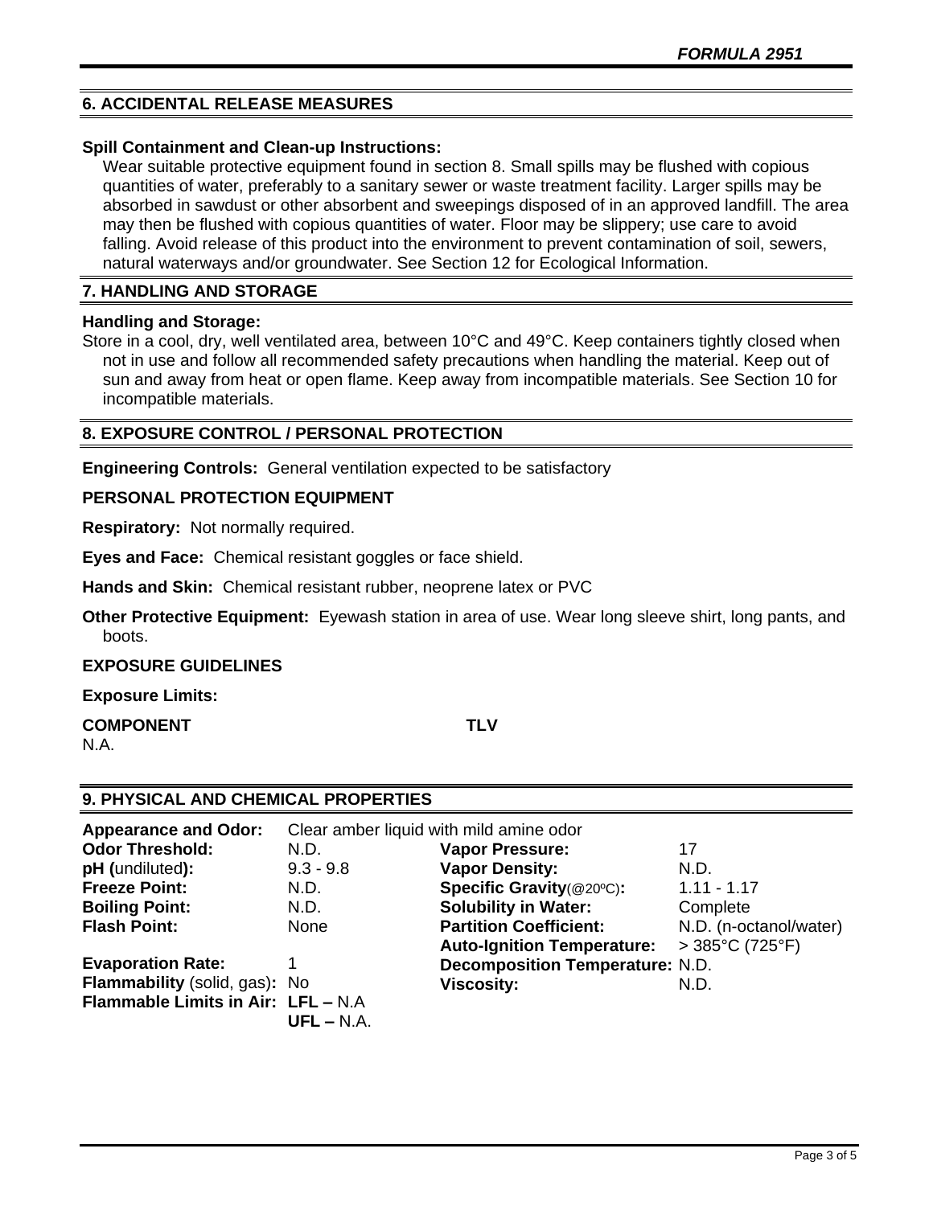## 6. ACCIDENTAL RELEASE MEASURES

**Spill Containment and Clean-up Instructions:**

Wear suitable protective equipment found in section 8. Small spills may be flushed with copious quantities of water, preferably to a sanitary sewer or waste treatment facility. Larger spills may be absorbed in sawdust or other absorbent and sweepings disposed of in an approved landfill. The area may then be flushed with copious quantities of water. Floor may be slippery; use care to avoid falling. Avoid release of this product into the environment to prevent contamination of soil, sewers, natural waterways and/or groundwater. See Section 12 for Ecological Information.

## 7. HANDLING AND STORAGE

**Handling and Storage:**

Store in a cool, dry, well ventilated area, between 10°C and 49°C. Keep containers tightly closed when not in use and follow all recommended safety precautions when handling the material. Keep out of sun and away from heat or open flame. Keep away from incompatible materials. See Section 10 for incompatible materials.

## 8. EXPOSURE CONTROL / PERSONAL PROTECTION

**Engineering Controls:** General ventilation expected to be satisfactory

**PERSONAL PROTECTION EQUIPMENT**

**Respiratory:** Not normally required.

**Eyes and Face:** Chemical resistant goggles or face shield.

**Hands and Skin:** Chemical resistant rubber, neoprene latex or PVC

**Other Protective Equipment:** Eyewash station in area of use. Wear long sleeve shirt, long pants, and boots.

**EXPOSURE GUIDELINES**

**Exposure Limits:**

| COMPONENT | TLV |
|---|---|
| N.A. | |

## 9. PHYSICAL AND CHEMICAL PROPERTIES

**Appearance and Odor:** Clear amber liquid with mild amine odor

| | | | |
|---|---|---|---|
| **Odor Threshold:** | N.D. | **Vapor Pressure:** | 17 |
| **pH (**undiluted**):** | 9.3 - 9.8 | **Vapor Density:** | N.D. |
| **Freeze Point:** | N.D. | **Specific Gravity**(@20ºC)**:** | 1.11 - 1.17 |
| **Boiling Point:** | N.D. | **Solubility in Water:** | Complete |
| **Flash Point:** | None | **Partition Coefficient:** | N.D. (n-octanol/water) |
| | | **Auto-Ignition Temperature:** | > 385°C (725°F) |
| **Evaporation Rate:** | 1 | **Decomposition Temperature:** | N.D. |
| **Flammability** (solid, gas)**:** | No | **Viscosity:** | N.D. |
| **Flammable Limits in Air:** | **LFL –** N.A | | |
| | **UFL –** N.A. | | |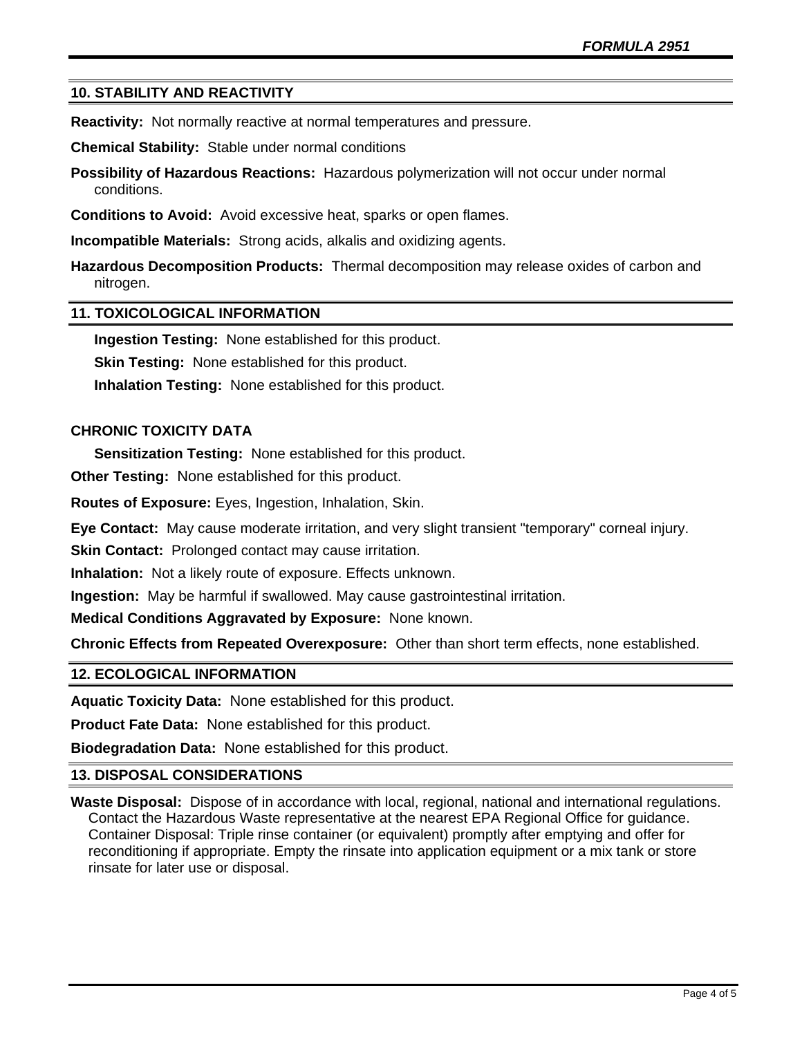## 10. STABILITY AND REACTIVITY

**Reactivity:** Not normally reactive at normal temperatures and pressure.

**Chemical Stability:** Stable under normal conditions

**Possibility of Hazardous Reactions:** Hazardous polymerization will not occur under normal conditions.

**Conditions to Avoid:** Avoid excessive heat, sparks or open flames.

**Incompatible Materials:** Strong acids, alkalis and oxidizing agents.

**Hazardous Decomposition Products:** Thermal decomposition may release oxides of carbon and nitrogen.

## 11. TOXICOLOGICAL INFORMATION

**Ingestion Testing:** None established for this product.

**Skin Testing:** None established for this product.

**Inhalation Testing:** None established for this product.

### CHRONIC TOXICITY DATA

**Sensitization Testing:** None established for this product.

**Other Testing:** None established for this product.

**Routes of Exposure:** Eyes, Ingestion, Inhalation, Skin.

**Eye Contact:** May cause moderate irritation, and very slight transient "temporary" corneal injury.

**Skin Contact:** Prolonged contact may cause irritation.

**Inhalation:** Not a likely route of exposure. Effects unknown.

**Ingestion:** May be harmful if swallowed. May cause gastrointestinal irritation.

**Medical Conditions Aggravated by Exposure:** None known.

**Chronic Effects from Repeated Overexposure:** Other than short term effects, none established.

## 12. ECOLOGICAL INFORMATION

**Aquatic Toxicity Data:** None established for this product.

**Product Fate Data:** None established for this product.

**Biodegradation Data:** None established for this product.

## 13. DISPOSAL CONSIDERATIONS

**Waste Disposal:** Dispose of in accordance with local, regional, national and international regulations. Contact the Hazardous Waste representative at the nearest EPA Regional Office for guidance. Container Disposal: Triple rinse container (or equivalent) promptly after emptying and offer for reconditioning if appropriate. Empty the rinsate into application equipment or a mix tank or store rinsate for later use or disposal.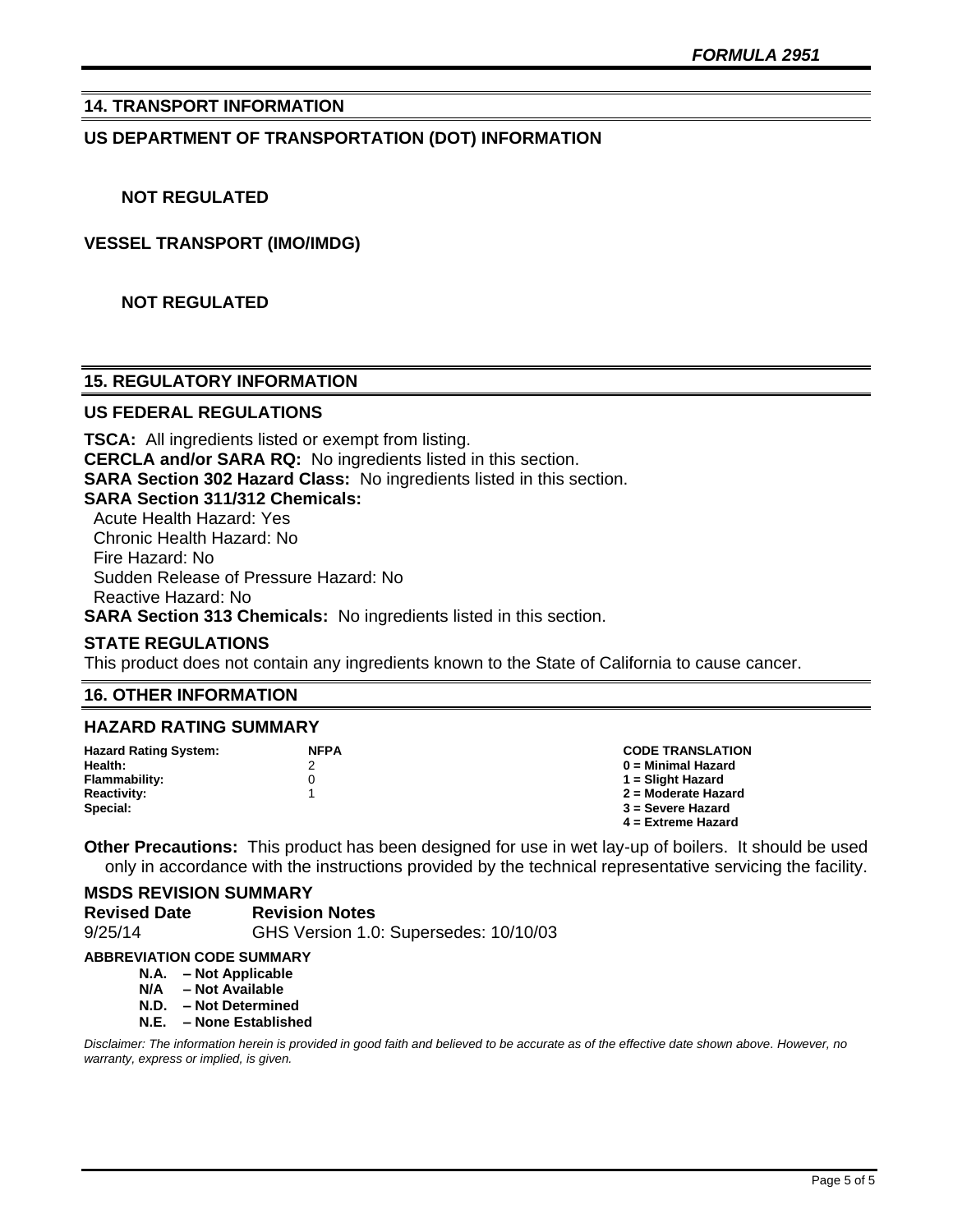## 14. TRANSPORT INFORMATION

### US DEPARTMENT OF TRANSPORTATION (DOT) INFORMATION

**NOT REGULATED**

### VESSEL TRANSPORT (IMO/IMDG)

**NOT REGULATED**

## 15. REGULATORY INFORMATION

### US FEDERAL REGULATIONS

**TSCA:** All ingredients listed or exempt from listing.
**CERCLA and/or SARA RQ:** No ingredients listed in this section.
**SARA Section 302 Hazard Class:** No ingredients listed in this section.
**SARA Section 311/312 Chemicals:**
Acute Health Hazard: Yes
Chronic Health Hazard: No
Fire Hazard: No
Sudden Release of Pressure Hazard: No
Reactive Hazard: No
**SARA Section 313 Chemicals:** No ingredients listed in this section.

### STATE REGULATIONS

This product does not contain any ingredients known to the State of California to cause cancer.

## 16. OTHER INFORMATION

### HAZARD RATING SUMMARY

| Hazard Rating System: | NFPA | CODE TRANSLATION |
|---|---|---|
| Health: | 2 | 0 = Minimal Hazard |
| Flammability: | 0 | 1 = Slight Hazard |
| Reactivity: | 1 | 2 = Moderate Hazard |
| Special: | | 3 = Severe Hazard |
| | | 4 = Extreme Hazard |

**Other Precautions:** This product has been designed for use in wet lay-up of boilers. It should be used only in accordance with the instructions provided by the technical representative servicing the facility.

### MSDS REVISION SUMMARY

| Revised Date | Revision Notes |
|---|---|
| 9/25/14 | GHS Version 1.0: Supersedes: 10/10/03 |

**ABBREVIATION CODE SUMMARY**

- **N.A. – Not Applicable**
- **N/A – Not Available**
- **N.D. – Not Determined**
- **N.E. – None Established**

*Disclaimer: The information herein is provided in good faith and believed to be accurate as of the effective date shown above. However, no warranty, express or implied, is given.*